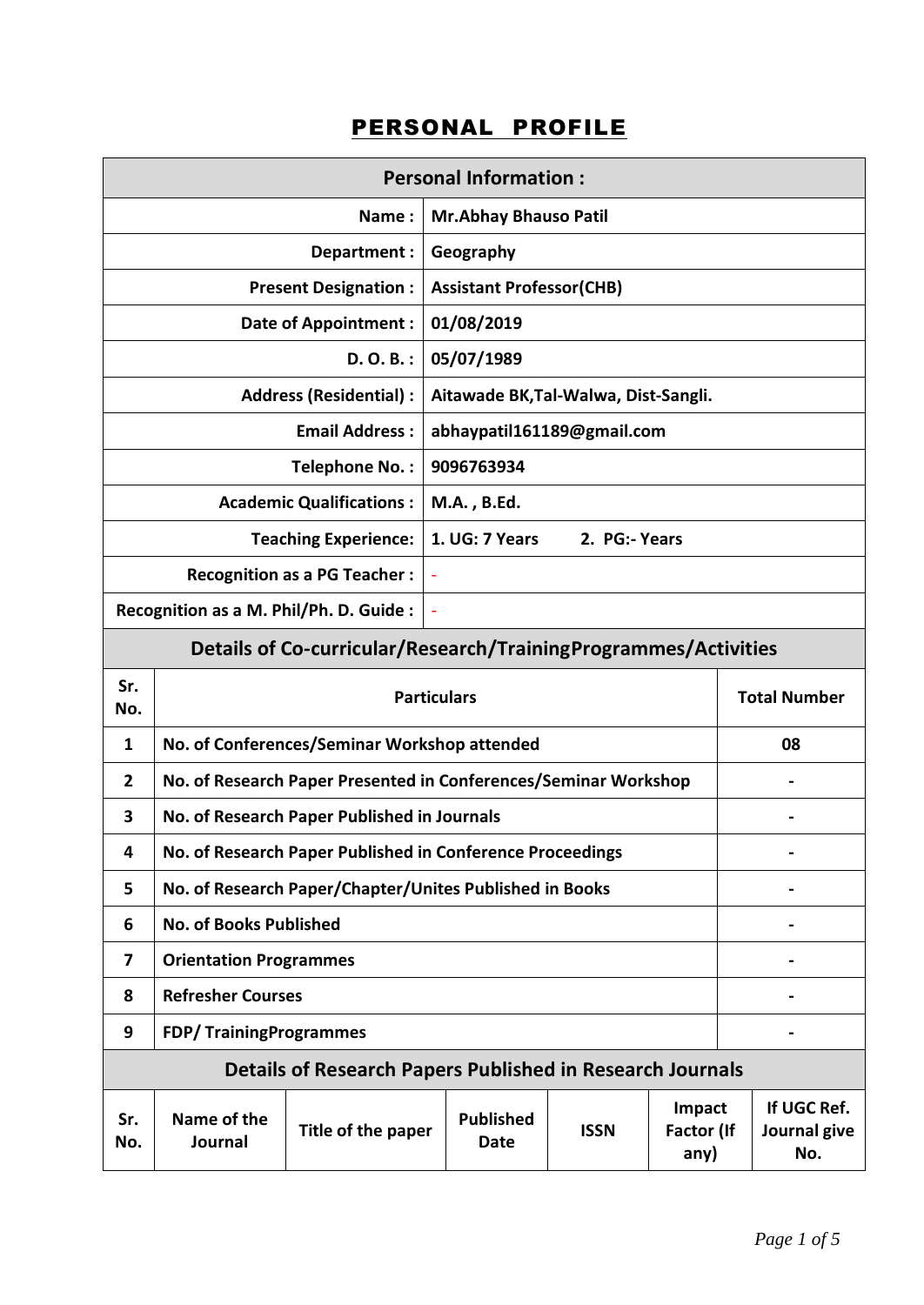# PERSONAL PROFILE

| Personal Information : | |
|---|---|
| Name : | Mr.Abhay Bhauso Patil |
| Department : | Geography |
| Present Designation : | Assistant Professor(CHB) |
| Date of Appointment : | 01/08/2019 |
| D. O. B. : | 05/07/1989 |
| Address (Residential) : | Aitawade BK,Tal-Walwa, Dist-Sangli. |
| Email Address : | abhaypatil161189@gmail.com |
| Telephone No. : | 9096763934 |
| Academic Qualifications : | M.A. , B.Ed. |
| Teaching Experience: | 1. UG: 7 Years 2. PG:- Years |
| Recognition as a PG Teacher : | - |
| Recognition as a M. Phil/Ph. D. Guide : | - |

## Details of Co-curricular/Research/TrainingProgrammes/Activities

| Sr. No. | Particulars | Total Number |
|---|---|---|
| 1 | No. of Conferences/Seminar Workshop attended | 08 |
| 2 | No. of Research Paper Presented in Conferences/Seminar Workshop | - |
| 3 | No. of Research Paper Published in Journals | - |
| 4 | No. of Research Paper Published in Conference Proceedings | - |
| 5 | No. of Research Paper/Chapter/Unites Published in Books | - |
| 6 | No. of Books Published | - |
| 7 | Orientation Programmes | - |
| 8 | Refresher Courses | - |
| 9 | FDP/ TrainingProgrammes | - |

## Details of Research Papers Published in Research Journals

| Sr. No. | Name of the Journal | Title of the paper | Published Date | ISSN | Impact Factor (If any) | If UGC Ref. Journal give No. |
|---|---|---|---|---|---|---|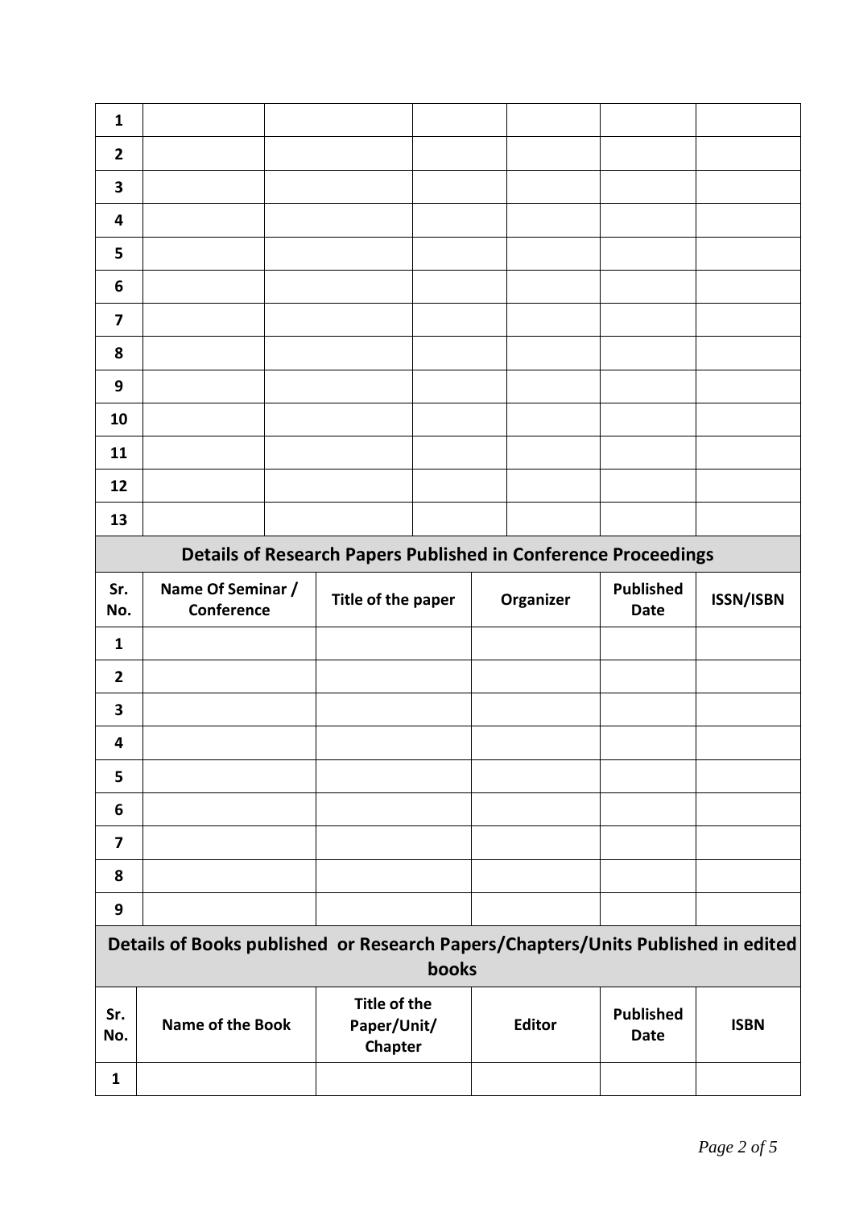| | | | | | | |
|---|---|---|---|---|---|---|
| **1** | | | | | | |
| **2** | | | | | | |
| **3** | | | | | | |
| **4** | | | | | | |
| **5** | | | | | | |
| **6** | | | | | | |
| **7** | | | | | | |
| **8** | | | | | | |
| **9** | | | | | | |
| **10** | | | | | | |
| **11** | | | | | | |
| **12** | | | | | | |
| **13** | | | | | | |

## Details of Research Papers Published in Conference Proceedings

| Sr. No. | Name Of Seminar / Conference | Title of the paper | Organizer | Published Date | ISSN/ISBN |
|---|---|---|---|---|---|
| **1** | | | | | |
| **2** | | | | | |
| **3** | | | | | |
| **4** | | | | | |
| **5** | | | | | |
| **6** | | | | | |
| **7** | | | | | |
| **8** | | | | | |
| **9** | | | | | |

## Details of Books published or Research Papers/Chapters/Units Published in edited books

| Sr. No. | Name of the Book | Title of the Paper/Unit/ Chapter | Editor | Published Date | ISBN |
|---|---|---|---|---|---|
| **1** | | | | | |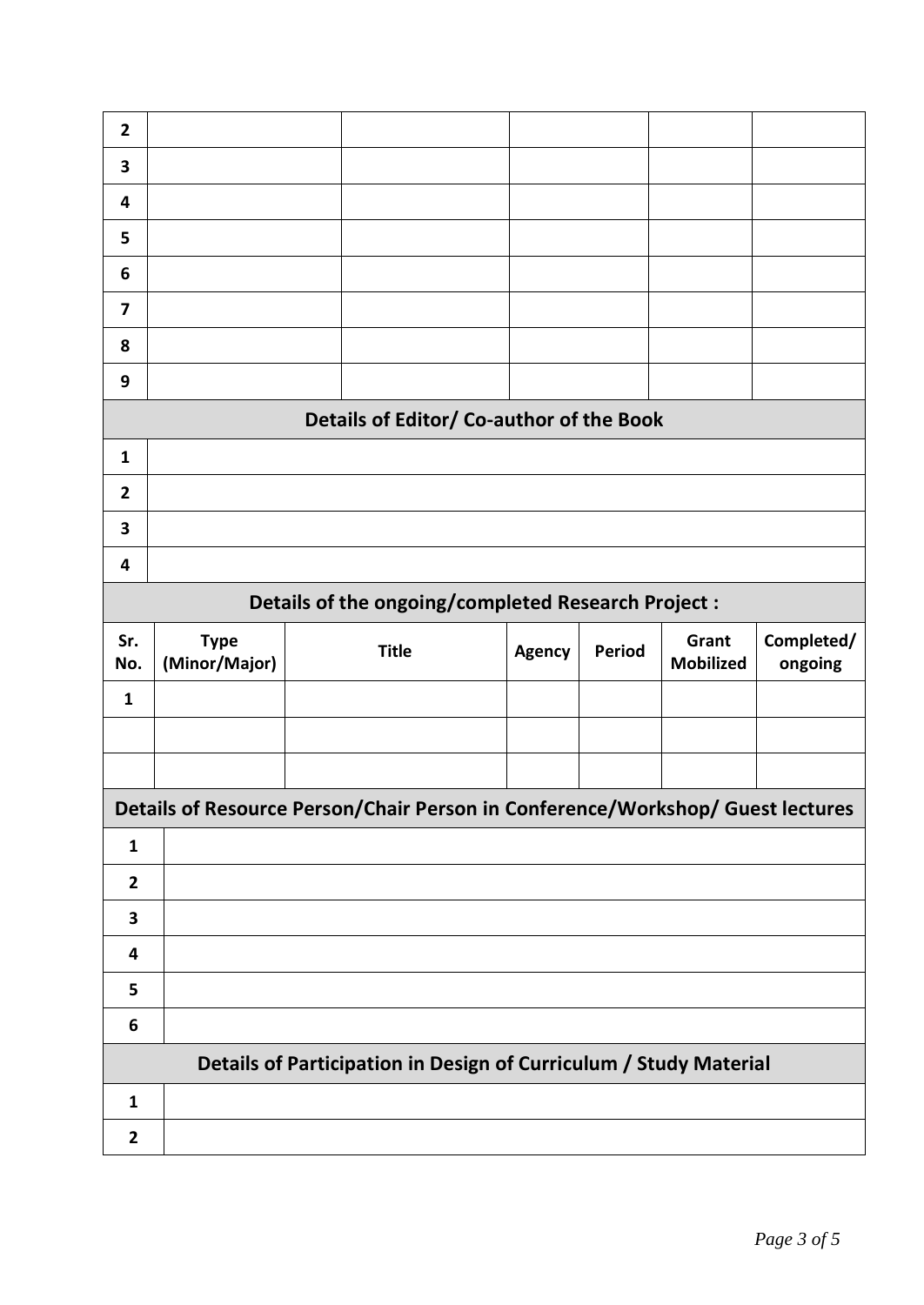| | | | | | |
|---|---|---|---|---|---|
| **2** | | | | | |
| **3** | | | | | |
| **4** | | | | | |
| **5** | | | | | |
| **6** | | | | | |
| **7** | | | | | |
| **8** | | | | | |
| **9** | | | | | |

**Details of Editor/ Co-author of the Book**

| | |
|---|---|
| **1** | |
| **2** | |
| **3** | |
| **4** | |

**Details of the ongoing/completed Research Project :**

| Sr. No. | Type (Minor/Major) | Title | Agency | Period | Grant Mobilized | Completed/ ongoing |
|---|---|---|---|---|---|---|
| **1** | | | | | | |
| | | | | | | |
| | | | | | | |

**Details of Resource Person/Chair Person in Conference/Workshop/ Guest lectures**

| | |
|---|---|
| **1** | |
| **2** | |
| **3** | |
| **4** | |
| **5** | |
| **6** | |

**Details of Participation in Design of Curriculum / Study Material**

| | |
|---|---|
| **1** | |
| **2** | |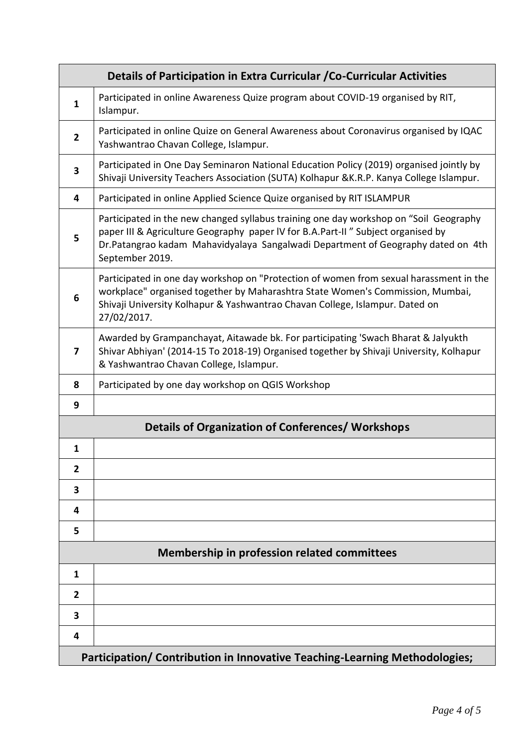| Details of Participation in Extra Curricular /Co-Curricular Activities | |
|---|---|
| 1 | Participated in online Awareness Quize program about COVID-19 organised by RIT, Islampur. |
| 2 | Participated in online Quize on General Awareness about Coronavirus organised by IQAC Yashwantrao Chavan College, Islampur. |
| 3 | Participated in One Day Seminaron National Education Policy (2019) organised jointly by Shivaji University Teachers Association (SUTA) Kolhapur &K.R.P. Kanya College Islampur. |
| 4 | Participated in online Applied Science Quize organised by RIT ISLAMPUR |
| 5 | Participated in the new changed syllabus training one day workshop on "Soil Geography paper III & Agriculture Geography paper lV for B.A.Part-II " Subject organised by Dr.Patangrao kadam Mahavidyalaya Sangalwadi Department of Geography dated on 4th September 2019. |
| 6 | Participated in one day workshop on "Protection of women from sexual harassment in the workplace" organised together by Maharashtra State Women's Commission, Mumbai, Shivaji University Kolhapur & Yashwantrao Chavan College, Islampur. Dated on 27/02/2017. |
| 7 | Awarded by Grampanchayat, Aitawade bk. For participating 'Swach Bharat & Jalyukth Shivar Abhiyan' (2014-15 To 2018-19) Organised together by Shivaji University, Kolhapur & Yashwantrao Chavan College, Islampur. |
| 8 | Participated by one day workshop on QGIS Workshop |
| 9 | |
| **Details of Organization of Conferences/ Workshops** | |
| 1 | |
| 2 | |
| 3 | |
| 4 | |
| 5 | |
| **Membership in profession related committees** | |
| 1 | |
| 2 | |
| 3 | |
| 4 | |
| **Participation/ Contribution in Innovative Teaching-Learning Methodologies;** | |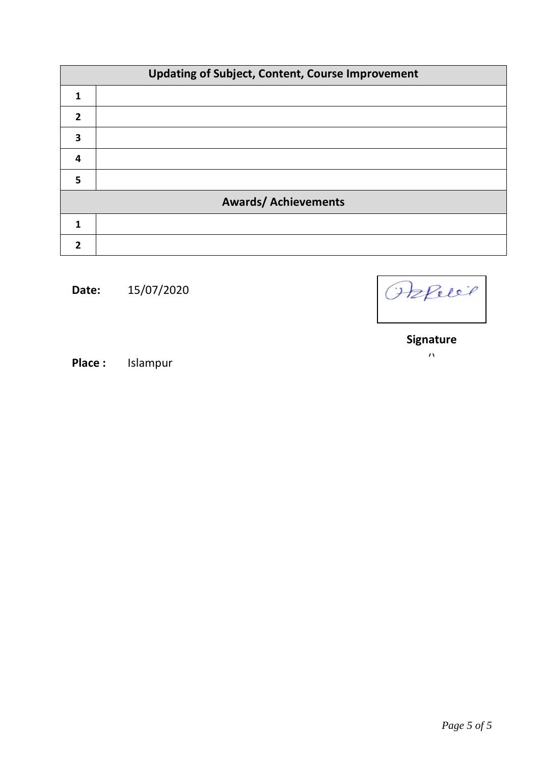| Updating of Subject, Content, Course Improvement | |
|---|---|
| **1** | |
| **2** | |
| **3** | |
| **4** | |
| **5** | |
| **Awards/ Achievements** | |
| **1** | |
| **2** | |

**Date:** 15/07/2020

**Signature**

**Place :** Islampur